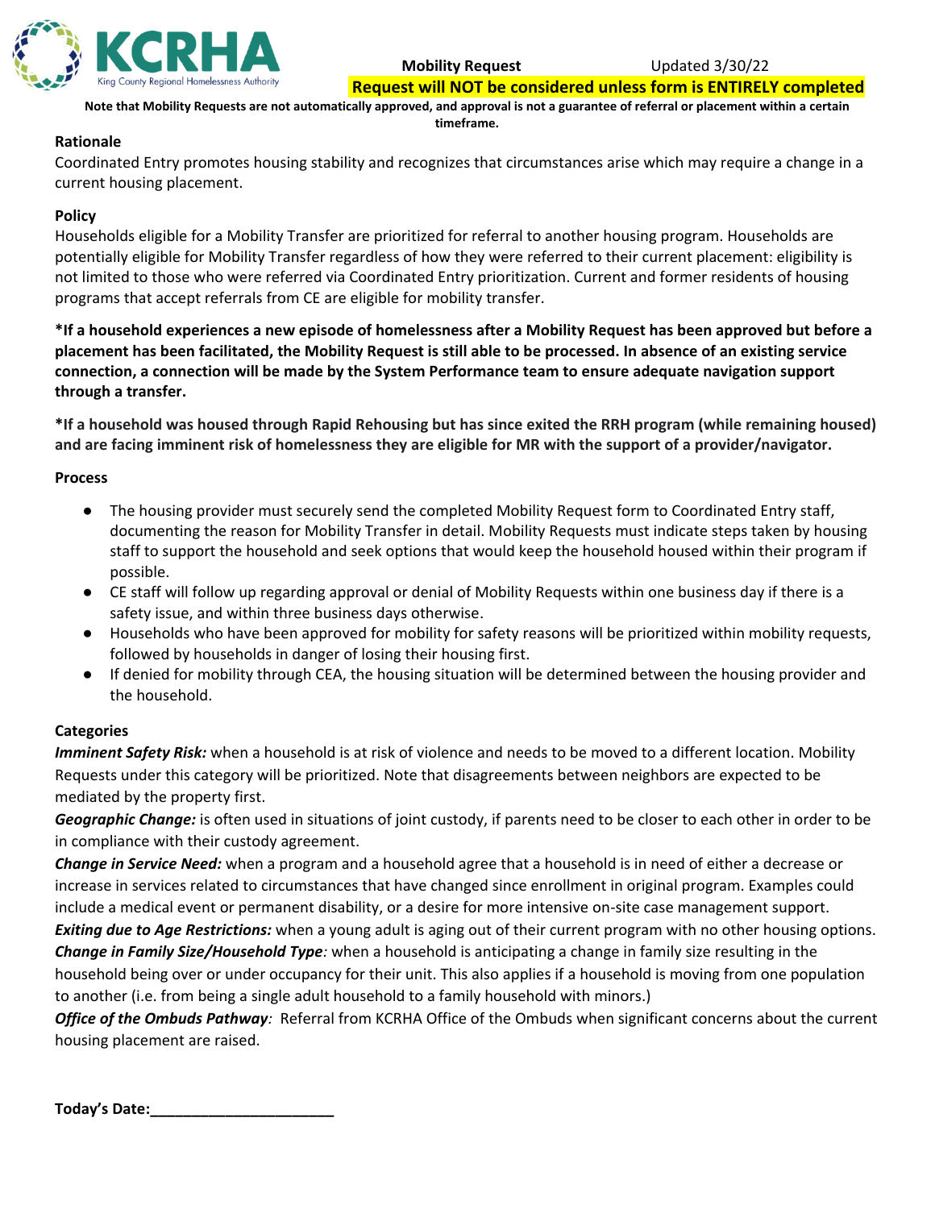KCRHA King County Regional Homelessness Authority

**Mobility Request** Updated 3/30/22

**Request will NOT be considered unless form is ENTIRELY completed**

**Note that Mobility Requests are not automatically approved, and approval is not a guarantee of referral or placement within a certain timeframe.**

**Rationale**

Coordinated Entry promotes housing stability and recognizes that circumstances arise which may require a change in a current housing placement.

**Policy**

Households eligible for a Mobility Transfer are prioritized for referral to another housing program. Households are potentially eligible for Mobility Transfer regardless of how they were referred to their current placement: eligibility is not limited to those who were referred via Coordinated Entry prioritization. Current and former residents of housing programs that accept referrals from CE are eligible for mobility transfer.

**\*If a household experiences a new episode of homelessness after a Mobility Request has been approved but before a placement has been facilitated, the Mobility Request is still able to be processed. In absence of an existing service connection, a connection will be made by the System Performance team to ensure adequate navigation support through a transfer.**

**\*If a household was housed through Rapid Rehousing but has since exited the RRH program (while remaining housed) and are facing imminent risk of homelessness they are eligible for MR with the support of a provider/navigator.**

**Process**

- The housing provider must securely send the completed Mobility Request form to Coordinated Entry staff, documenting the reason for Mobility Transfer in detail. Mobility Requests must indicate steps taken by housing staff to support the household and seek options that would keep the household housed within their program if possible.
- CE staff will follow up regarding approval or denial of Mobility Requests within one business day if there is a safety issue, and within three business days otherwise.
- Households who have been approved for mobility for safety reasons will be prioritized within mobility requests, followed by households in danger of losing their housing first.
- If denied for mobility through CEA, the housing situation will be determined between the housing provider and the household.

**Categories**

***Imminent Safety Risk:*** when a household is at risk of violence and needs to be moved to a different location. Mobility Requests under this category will be prioritized. Note that disagreements between neighbors are expected to be mediated by the property first.

***Geographic Change:*** is often used in situations of joint custody, if parents need to be closer to each other in order to be in compliance with their custody agreement.

***Change in Service Need:*** when a program and a household agree that a household is in need of either a decrease or increase in services related to circumstances that have changed since enrollment in original program. Examples could include a medical event or permanent disability, or a desire for more intensive on-site case management support.

***Exiting due to Age Restrictions:*** when a young adult is aging out of their current program with no other housing options.

***Change in Family Size/Household Type****:* when a household is anticipating a change in family size resulting in the household being over or under occupancy for their unit. This also applies if a household is moving from one population to another (i.e. from being a single adult household to a family household with minors.)

***Office of the Ombuds Pathway****:* Referral from KCRHA Office of the Ombuds when significant concerns about the current housing placement are raised.

**Today's Date:______________________**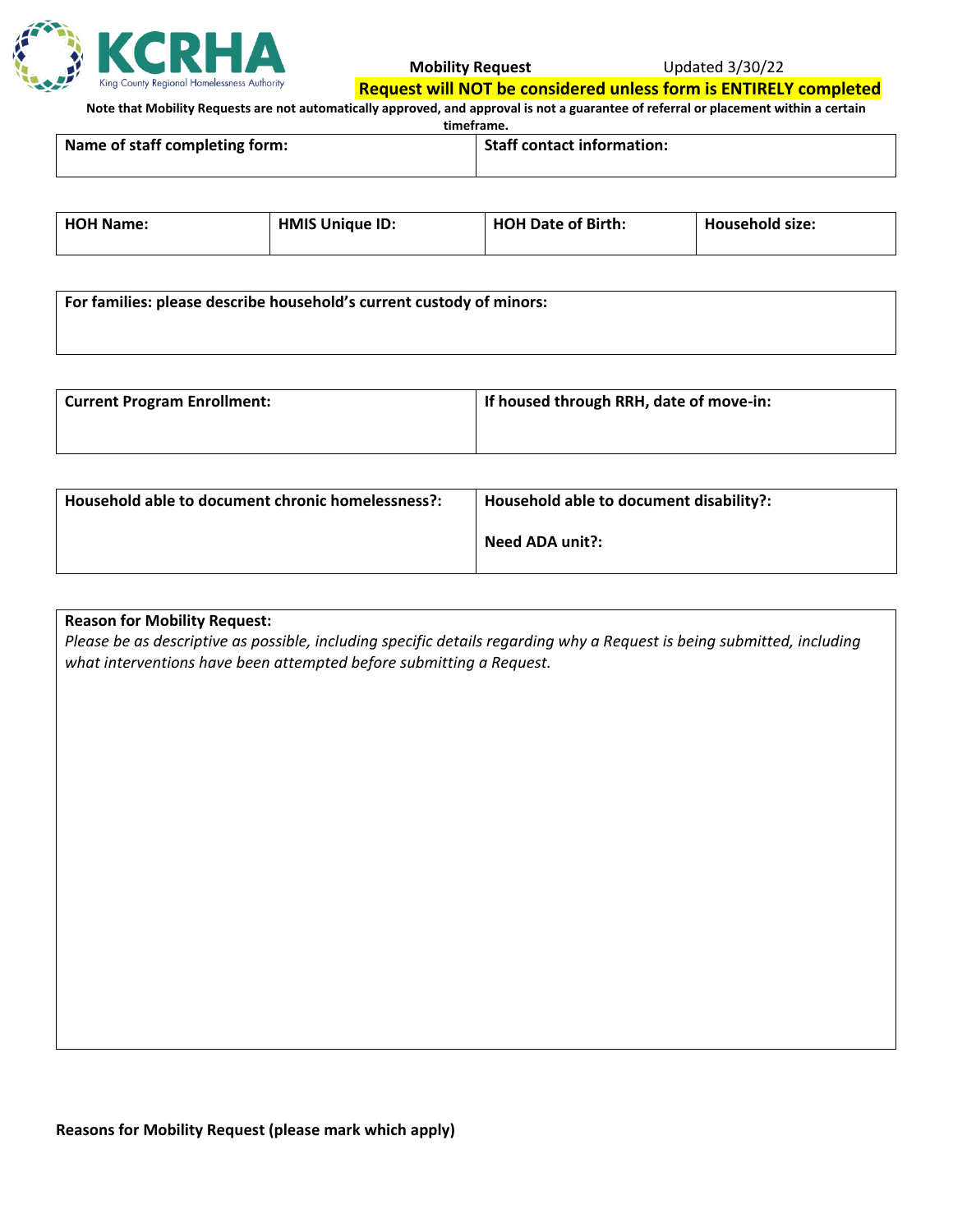**Mobility Request** Updated 3/30/22

**Request will NOT be considered unless form is ENTIRELY completed**

**Note that Mobility Requests are not automatically approved, and approval is not a guarantee of referral or placement within a certain timeframe.**

| Name of staff completing form: | Staff contact information: |
|---|---|
| | |

| HOH Name: | HMIS Unique ID: | HOH Date of Birth: | Household size: |
|---|---|---|---|
| | | | |

| For families: please describe household's current custody of minors: |
|---|
| |

| Current Program Enrollment: | If housed through RRH, date of move-in: |
|---|---|
| | |

| Household able to document chronic homelessness?: | Household able to document disability?:<br><br>Need ADA unit?: |
|---|---|
| | |

| Reason for Mobility Request:<br>*Please be as descriptive as possible, including specific details regarding why a Request is being submitted, including what interventions have been attempted before submitting a Request.* |
|---|
| |

**Reasons for Mobility Request (please mark which apply)**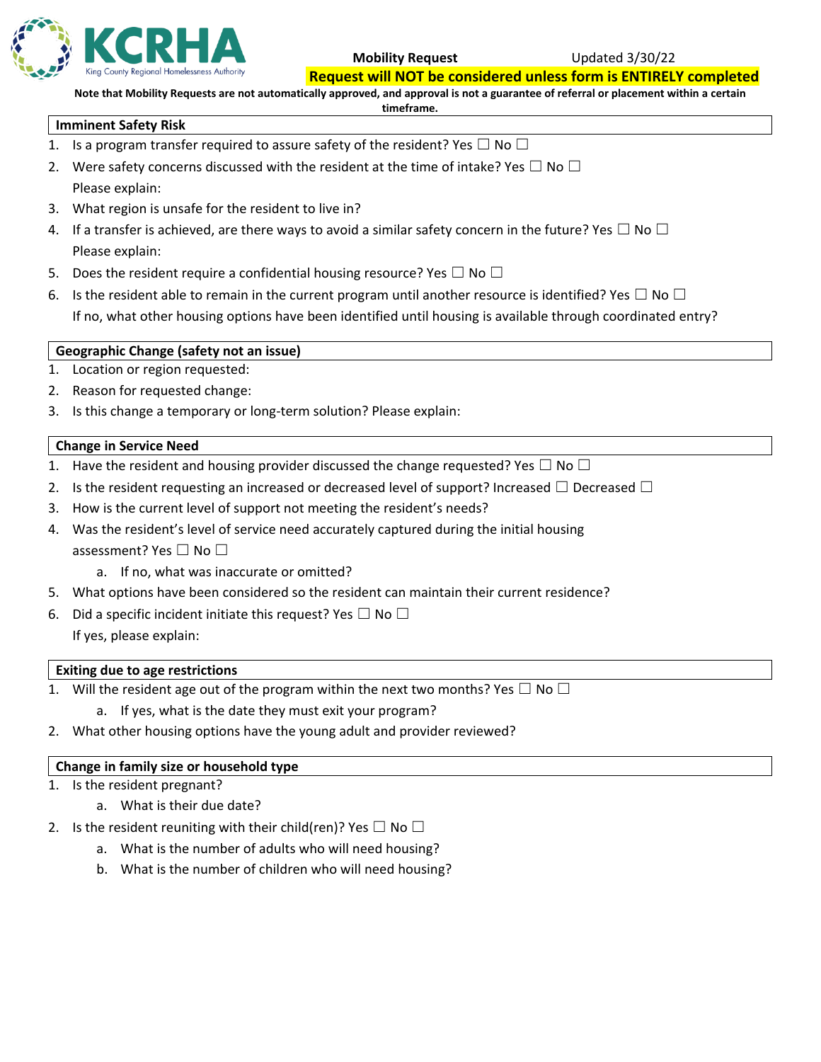KCRHA King County Regional Homelessness Authority

**Mobility Request** Updated 3/30/22

**Request will NOT be considered unless form is ENTIRELY completed**

**Note that Mobility Requests are not automatically approved, and approval is not a guarantee of referral or placement within a certain timeframe.**

## Imminent Safety Risk

1. Is a program transfer required to assure safety of the resident? Yes ☐ No ☐
2. Were safety concerns discussed with the resident at the time of intake? Yes ☐ No ☐
   Please explain:
3. What region is unsafe for the resident to live in?
4. If a transfer is achieved, are there ways to avoid a similar safety concern in the future? Yes ☐ No ☐
   Please explain:
5. Does the resident require a confidential housing resource? Yes ☐ No ☐
6. Is the resident able to remain in the current program until another resource is identified? Yes ☐ No ☐
   If no, what other housing options have been identified until housing is available through coordinated entry?

## Geographic Change (safety not an issue)

1. Location or region requested:
2. Reason for requested change:
3. Is this change a temporary or long-term solution? Please explain:

## Change in Service Need

1. Have the resident and housing provider discussed the change requested? Yes ☐ No ☐
2. Is the resident requesting an increased or decreased level of support? Increased ☐ Decreased ☐
3. How is the current level of support not meeting the resident's needs?
4. Was the resident's level of service need accurately captured during the initial housing assessment? Yes ☐ No ☐
   a. If no, what was inaccurate or omitted?
5. What options have been considered so the resident can maintain their current residence?
6. Did a specific incident initiate this request? Yes ☐ No ☐
   If yes, please explain:

## Exiting due to age restrictions

1. Will the resident age out of the program within the next two months? Yes ☐ No ☐
   a. If yes, what is the date they must exit your program?
2. What other housing options have the young adult and provider reviewed?

## Change in family size or household type

1. Is the resident pregnant?
   a. What is their due date?
2. Is the resident reuniting with their child(ren)? Yes ☐ No ☐
   a. What is the number of adults who will need housing?
   b. What is the number of children who will need housing?